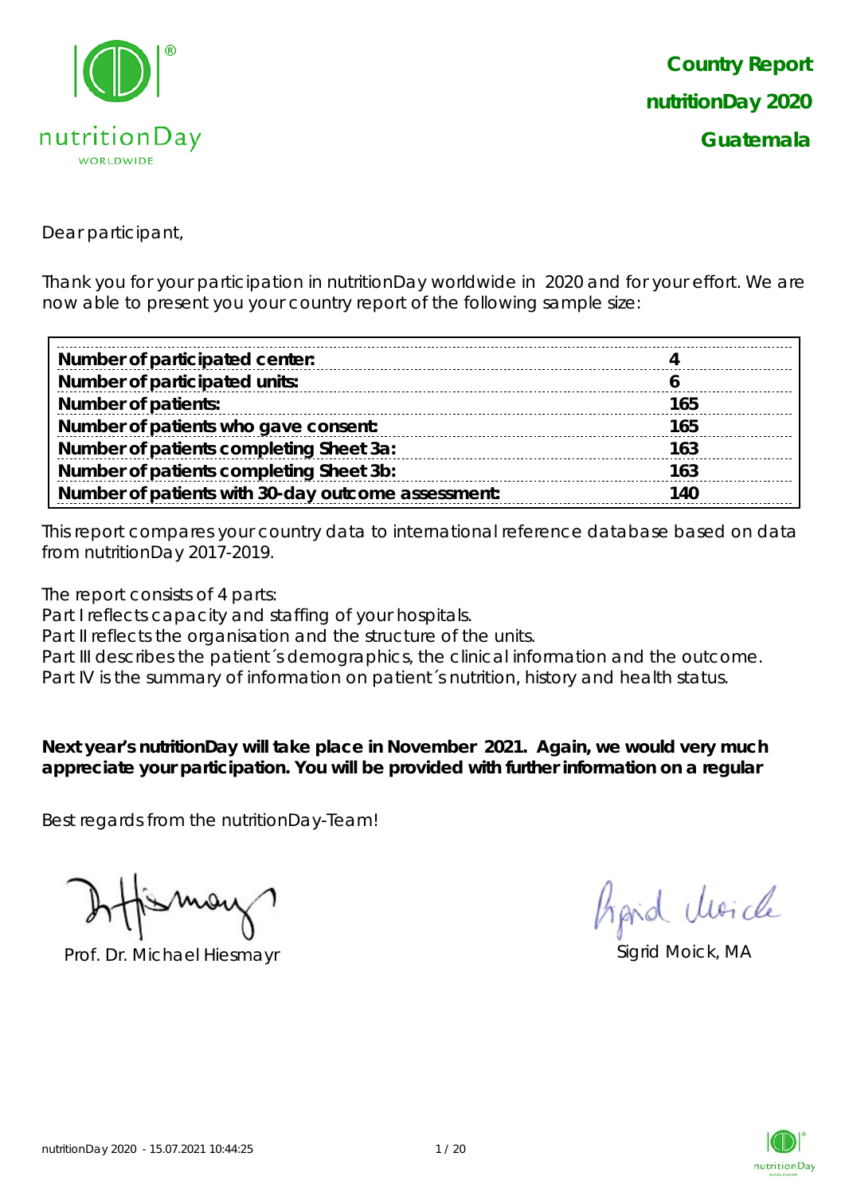# Country Report
# nutritionDay 2020
# Guatemala

Dear participant,

Thank you for your participation in nutritionDay worldwide in 2020 and for your effort. We are now able to present you your country report of the following sample size:

| | |
|---|---|
| **Number of participated center:** | **4** |
| **Number of participated units:** | **6** |
| **Number of patients:** | **165** |
| **Number of patients who gave consent:** | **165** |
| **Number of patients completing Sheet 3a:** | **163** |
| **Number of patients completing Sheet 3b:** | **163** |
| **Number of patients with 30-day outcome assessment:** | **140** |

This report compares your country data to international reference database based on data from nutritionDay 2017-2019.

The report consists of 4 parts:
Part I reflects capacity and staffing of your hospitals.
Part II reflects the organisation and the structure of the units.
Part III describes the patient´s demographics, the clinical information and the outcome.
Part IV is the summary of information on patient´s nutrition, history and health status.

**Next year's nutritionDay will take place in November 2021. Again, we would very much appreciate your participation. You will be provided with further information on a regular**

Best regards from the nutritionDay-Team!

Prof. Dr. Michael Hiesmayr

Sigrid Moick, MA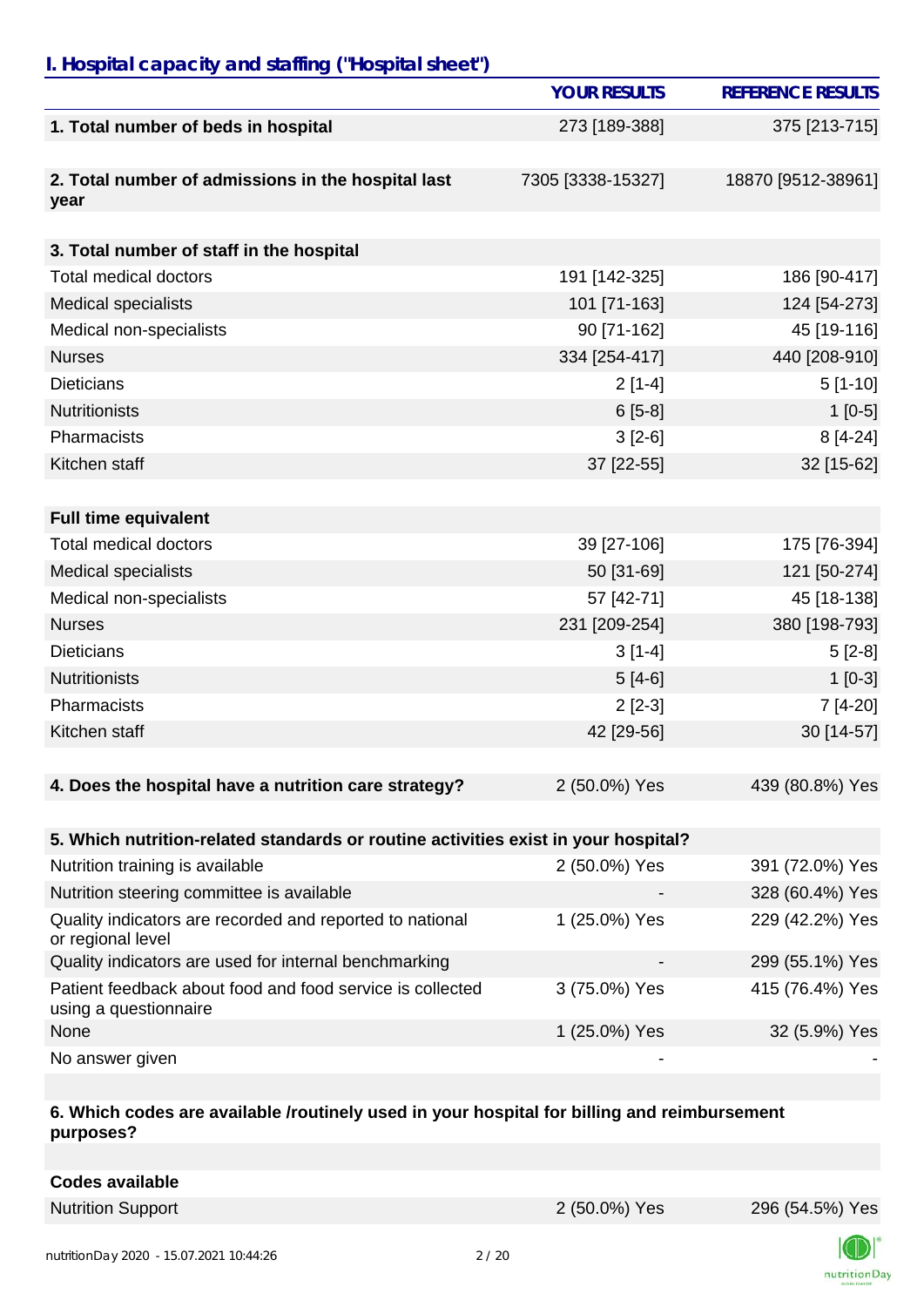## I. Hospital capacity and staffing ("Hospital sheet")

| | YOUR RESULTS | REFERENCE RESULTS |
|---|---|---|
| **1. Total number of beds in hospital** | 273 [189-388] | 375 [213-715] |
| **2. Total number of admissions in the hospital last year** | 7305 [3338-15327] | 18870 [9512-38961] |
| **3. Total number of staff in the hospital** | | |
| Total medical doctors | 191 [142-325] | 186 [90-417] |
| Medical specialists | 101 [71-163] | 124 [54-273] |
| Medical non-specialists | 90 [71-162] | 45 [19-116] |
| Nurses | 334 [254-417] | 440 [208-910] |
| Dieticians | 2 [1-4] | 5 [1-10] |
| Nutritionists | 6 [5-8] | 1 [0-5] |
| Pharmacists | 3 [2-6] | 8 [4-24] |
| Kitchen staff | 37 [22-55] | 32 [15-62] |
| **Full time equivalent** | | |
| Total medical doctors | 39 [27-106] | 175 [76-394] |
| Medical specialists | 50 [31-69] | 121 [50-274] |
| Medical non-specialists | 57 [42-71] | 45 [18-138] |
| Nurses | 231 [209-254] | 380 [198-793] |
| Dieticians | 3 [1-4] | 5 [2-8] |
| Nutritionists | 5 [4-6] | 1 [0-3] |
| Pharmacists | 2 [2-3] | 7 [4-20] |
| Kitchen staff | 42 [29-56] | 30 [14-57] |
| **4. Does the hospital have a nutrition care strategy?** | 2 (50.0%) Yes | 439 (80.8%) Yes |
| **5. Which nutrition-related standards or routine activities exist in your hospital?** | | |
| Nutrition training is available | 2 (50.0%) Yes | 391 (72.0%) Yes |
| Nutrition steering committee is available | - | 328 (60.4%) Yes |
| Quality indicators are recorded and reported to national or regional level | 1 (25.0%) Yes | 229 (42.2%) Yes |
| Quality indicators are used for internal benchmarking | - | 299 (55.1%) Yes |
| Patient feedback about food and food service is collected using a questionnaire | 3 (75.0%) Yes | 415 (76.4%) Yes |
| None | 1 (25.0%) Yes | 32 (5.9%) Yes |
| No answer given | - | - |
| **6. Which codes are available /routinely used in your hospital for billing and reimbursement purposes?** | | |
| **Codes available** | | |
| Nutrition Support | 2 (50.0%) Yes | 296 (54.5%) Yes |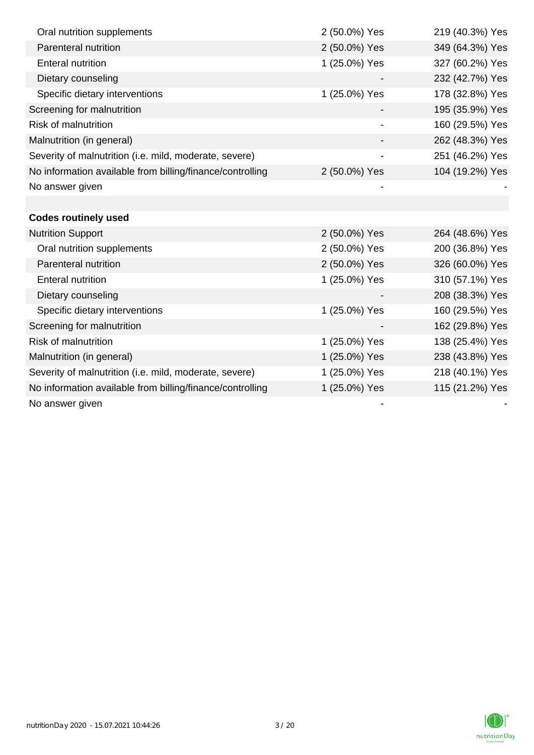| | | |
|---|---|---|
| Oral nutrition supplements | 2 (50.0%) Yes | 219 (40.3%) Yes |
| Parenteral nutrition | 2 (50.0%) Yes | 349 (64.3%) Yes |
| Enteral nutrition | 1 (25.0%) Yes | 327 (60.2%) Yes |
| Dietary counseling | - | 232 (42.7%) Yes |
| Specific dietary interventions | 1 (25.0%) Yes | 178 (32.8%) Yes |
| Screening for malnutrition | - | 195 (35.9%) Yes |
| Risk of malnutrition | - | 160 (29.5%) Yes |
| Malnutrition (in general) | - | 262 (48.3%) Yes |
| Severity of malnutrition (i.e. mild, moderate, severe) | - | 251 (46.2%) Yes |
| No information available from billing/finance/controlling | 2 (50.0%) Yes | 104 (19.2%) Yes |
| No answer given | - | - |
| | | |
| **Codes routinely used** | | |
| Nutrition Support | 2 (50.0%) Yes | 264 (48.6%) Yes |
| Oral nutrition supplements | 2 (50.0%) Yes | 200 (36.8%) Yes |
| Parenteral nutrition | 2 (50.0%) Yes | 326 (60.0%) Yes |
| Enteral nutrition | 1 (25.0%) Yes | 310 (57.1%) Yes |
| Dietary counseling | - | 208 (38.3%) Yes |
| Specific dietary interventions | 1 (25.0%) Yes | 160 (29.5%) Yes |
| Screening for malnutrition | - | 162 (29.8%) Yes |
| Risk of malnutrition | 1 (25.0%) Yes | 138 (25.4%) Yes |
| Malnutrition (in general) | 1 (25.0%) Yes | 238 (43.8%) Yes |
| Severity of malnutrition (i.e. mild, moderate, severe) | 1 (25.0%) Yes | 218 (40.1%) Yes |
| No information available from billing/finance/controlling | 1 (25.0%) Yes | 115 (21.2%) Yes |
| No answer given | - | - |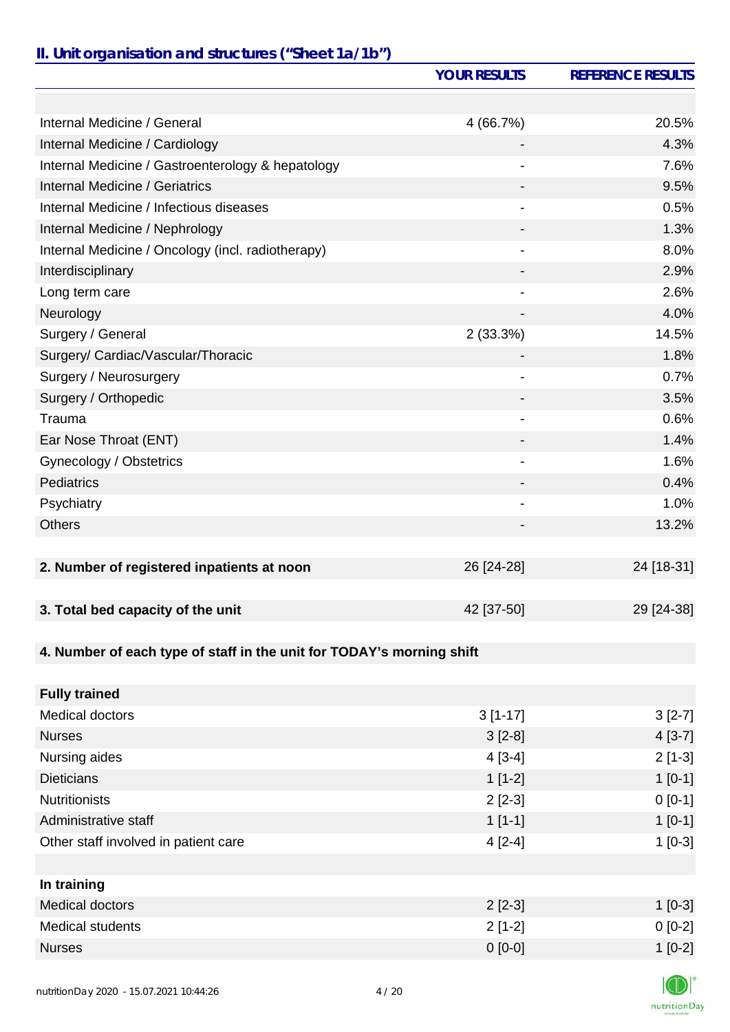## II. Unit organisation and structures ("Sheet 1a/1b")

| | YOUR RESULTS | REFERENCE RESULTS |
|---|---|---|
| | | |
| Internal Medicine / General | 4 (66.7%) | 20.5% |
| Internal Medicine / Cardiology | - | 4.3% |
| Internal Medicine / Gastroenterology & hepatology | - | 7.6% |
| Internal Medicine / Geriatrics | - | 9.5% |
| Internal Medicine / Infectious diseases | - | 0.5% |
| Internal Medicine / Nephrology | - | 1.3% |
| Internal Medicine / Oncology (incl. radiotherapy) | - | 8.0% |
| Interdisciplinary | - | 2.9% |
| Long term care | - | 2.6% |
| Neurology | - | 4.0% |
| Surgery / General | 2 (33.3%) | 14.5% |
| Surgery/ Cardiac/Vascular/Thoracic | - | 1.8% |
| Surgery / Neurosurgery | - | 0.7% |
| Surgery / Orthopedic | - | 3.5% |
| Trauma | - | 0.6% |
| Ear Nose Throat (ENT) | - | 1.4% |
| Gynecology / Obstetrics | - | 1.6% |
| Pediatrics | - | 0.4% |
| Psychiatry | - | 1.0% |
| Others | - | 13.2% |
| | | |
| **2. Number of registered inpatients at noon** | 26 [24-28] | 24 [18-31] |
| | | |
| **3. Total bed capacity of the unit** | 42 [37-50] | 29 [24-38] |
| | | |
| **4. Number of each type of staff in the unit for TODAY's morning shift** | | |
| | | |
| **Fully trained** | | |
| Medical doctors | 3 [1-17] | 3 [2-7] |
| Nurses | 3 [2-8] | 4 [3-7] |
| Nursing aides | 4 [3-4] | 2 [1-3] |
| Dieticians | 1 [1-2] | 1 [0-1] |
| Nutritionists | 2 [2-3] | 0 [0-1] |
| Administrative staff | 1 [1-1] | 1 [0-1] |
| Other staff involved in patient care | 4 [2-4] | 1 [0-3] |
| | | |
| **In training** | | |
| Medical doctors | 2 [2-3] | 1 [0-3] |
| Medical students | 2 [1-2] | 0 [0-2] |
| Nurses | 0 [0-0] | 1 [0-2] |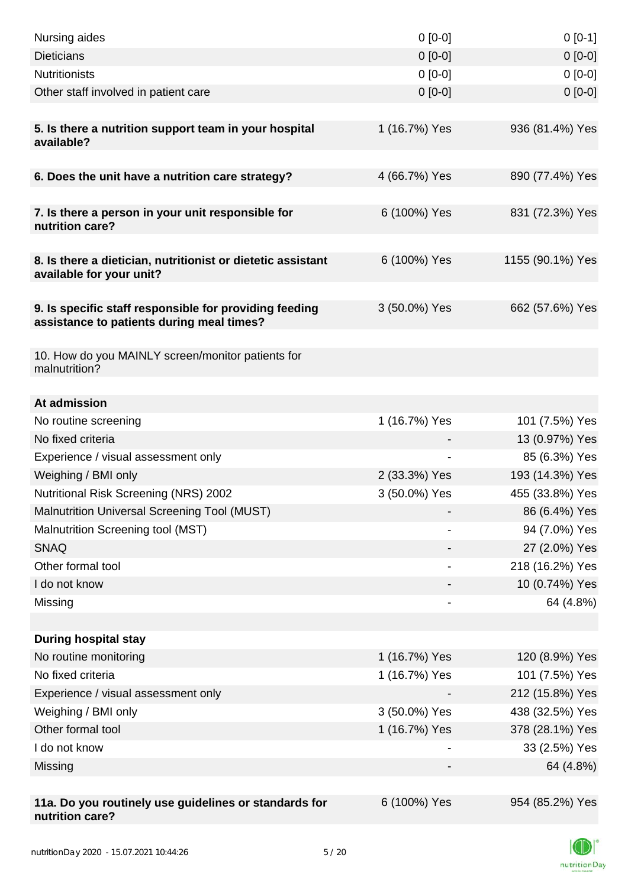| | | |
|---|---|---|
| Nursing aides | 0 [0-0] | 0 [0-1] |
| Dieticians | 0 [0-0] | 0 [0-0] |
| Nutritionists | 0 [0-0] | 0 [0-0] |
| Other staff involved in patient care | 0 [0-0] | 0 [0-0] |
| | | |
| **5. Is there a nutrition support team in your hospital available?** | 1 (16.7%) Yes | 936 (81.4%) Yes |
| | | |
| **6. Does the unit have a nutrition care strategy?** | 4 (66.7%) Yes | 890 (77.4%) Yes |
| | | |
| **7. Is there a person in your unit responsible for nutrition care?** | 6 (100%) Yes | 831 (72.3%) Yes |
| | | |
| **8. Is there a dietician, nutritionist or dietetic assistant available for your unit?** | 6 (100%) Yes | 1155 (90.1%) Yes |
| | | |
| **9. Is specific staff responsible for providing feeding assistance to patients during meal times?** | 3 (50.0%) Yes | 662 (57.6%) Yes |
| | | |
| 10. How do you MAINLY screen/monitor patients for malnutrition? | | |
| | | |
| **At admission** | | |
| No routine screening | 1 (16.7%) Yes | 101 (7.5%) Yes |
| No fixed criteria | - | 13 (0.97%) Yes |
| Experience / visual assessment only | - | 85 (6.3%) Yes |
| Weighing / BMI only | 2 (33.3%) Yes | 193 (14.3%) Yes |
| Nutritional Risk Screening (NRS) 2002 | 3 (50.0%) Yes | 455 (33.8%) Yes |
| Malnutrition Universal Screening Tool (MUST) | - | 86 (6.4%) Yes |
| Malnutrition Screening tool (MST) | - | 94 (7.0%) Yes |
| SNAQ | - | 27 (2.0%) Yes |
| Other formal tool | - | 218 (16.2%) Yes |
| I do not know | - | 10 (0.74%) Yes |
| Missing | - | 64 (4.8%) |
| | | |
| **During hospital stay** | | |
| No routine monitoring | 1 (16.7%) Yes | 120 (8.9%) Yes |
| No fixed criteria | 1 (16.7%) Yes | 101 (7.5%) Yes |
| Experience / visual assessment only | - | 212 (15.8%) Yes |
| Weighing / BMI only | 3 (50.0%) Yes | 438 (32.5%) Yes |
| Other formal tool | 1 (16.7%) Yes | 378 (28.1%) Yes |
| I do not know | - | 33 (2.5%) Yes |
| Missing | - | 64 (4.8%) |
| | | |
| **11a. Do you routinely use guidelines or standards for nutrition care?** | 6 (100%) Yes | 954 (85.2%) Yes |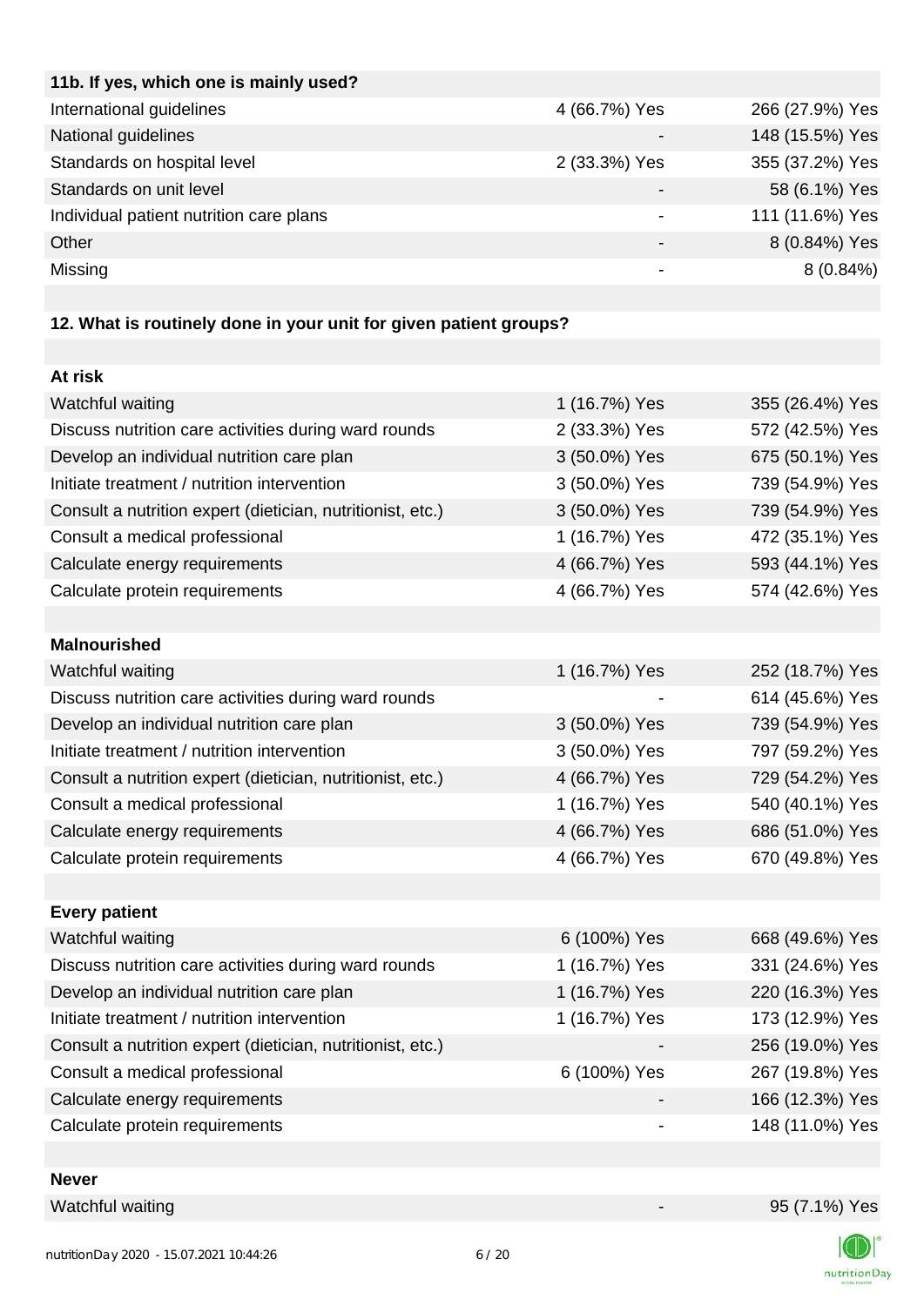| **11b. If yes, which one is mainly used?** | | |
|---|---|---|
| International guidelines | 4 (66.7%) Yes | 266 (27.9%) Yes |
| National guidelines | - | 148 (15.5%) Yes |
| Standards on hospital level | 2 (33.3%) Yes | 355 (37.2%) Yes |
| Standards on unit level | - | 58 (6.1%) Yes |
| Individual patient nutrition care plans | - | 111 (11.6%) Yes |
| Other | - | 8 (0.84%) Yes |
| Missing | - | 8 (0.84%) |

**12. What is routinely done in your unit for given patient groups?**

| **At risk** | | |
|---|---|---|
| Watchful waiting | 1 (16.7%) Yes | 355 (26.4%) Yes |
| Discuss nutrition care activities during ward rounds | 2 (33.3%) Yes | 572 (42.5%) Yes |
| Develop an individual nutrition care plan | 3 (50.0%) Yes | 675 (50.1%) Yes |
| Initiate treatment / nutrition intervention | 3 (50.0%) Yes | 739 (54.9%) Yes |
| Consult a nutrition expert (dietician, nutritionist, etc.) | 3 (50.0%) Yes | 739 (54.9%) Yes |
| Consult a medical professional | 1 (16.7%) Yes | 472 (35.1%) Yes |
| Calculate energy requirements | 4 (66.7%) Yes | 593 (44.1%) Yes |
| Calculate protein requirements | 4 (66.7%) Yes | 574 (42.6%) Yes |
| | | |
| **Malnourished** | | |
| Watchful waiting | 1 (16.7%) Yes | 252 (18.7%) Yes |
| Discuss nutrition care activities during ward rounds | - | 614 (45.6%) Yes |
| Develop an individual nutrition care plan | 3 (50.0%) Yes | 739 (54.9%) Yes |
| Initiate treatment / nutrition intervention | 3 (50.0%) Yes | 797 (59.2%) Yes |
| Consult a nutrition expert (dietician, nutritionist, etc.) | 4 (66.7%) Yes | 729 (54.2%) Yes |
| Consult a medical professional | 1 (16.7%) Yes | 540 (40.1%) Yes |
| Calculate energy requirements | 4 (66.7%) Yes | 686 (51.0%) Yes |
| Calculate protein requirements | 4 (66.7%) Yes | 670 (49.8%) Yes |
| | | |
| **Every patient** | | |
| Watchful waiting | 6 (100%) Yes | 668 (49.6%) Yes |
| Discuss nutrition care activities during ward rounds | 1 (16.7%) Yes | 331 (24.6%) Yes |
| Develop an individual nutrition care plan | 1 (16.7%) Yes | 220 (16.3%) Yes |
| Initiate treatment / nutrition intervention | 1 (16.7%) Yes | 173 (12.9%) Yes |
| Consult a nutrition expert (dietician, nutritionist, etc.) | - | 256 (19.0%) Yes |
| Consult a medical professional | 6 (100%) Yes | 267 (19.8%) Yes |
| Calculate energy requirements | - | 166 (12.3%) Yes |
| Calculate protein requirements | - | 148 (11.0%) Yes |
| | | |
| **Never** | | |
| Watchful waiting | - | 95 (7.1%) Yes |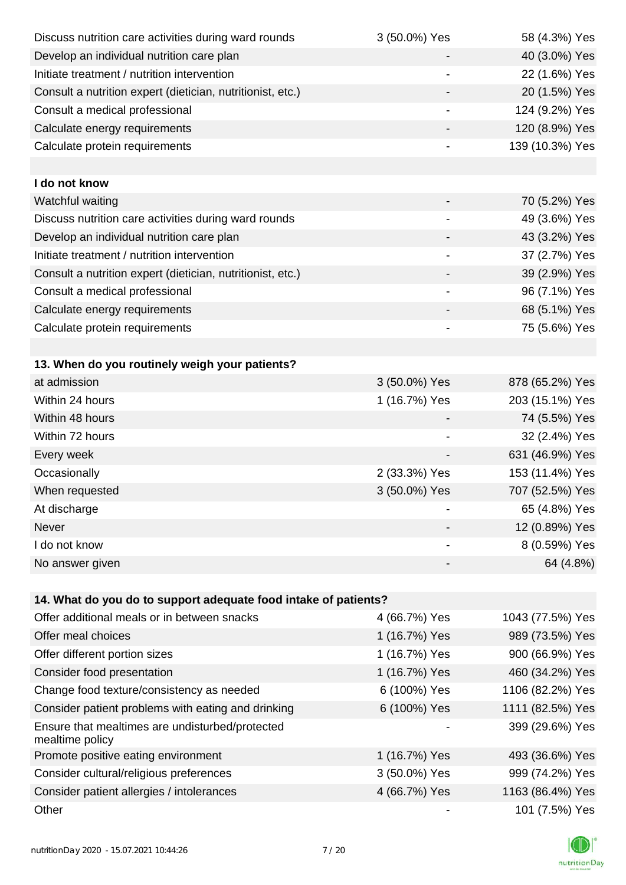| | | |
|---|---|---|
| Discuss nutrition care activities during ward rounds | 3 (50.0%) Yes | 58 (4.3%) Yes |
| Develop an individual nutrition care plan | - | 40 (3.0%) Yes |
| Initiate treatment / nutrition intervention | - | 22 (1.6%) Yes |
| Consult a nutrition expert (dietician, nutritionist, etc.) | - | 20 (1.5%) Yes |
| Consult a medical professional | - | 124 (9.2%) Yes |
| Calculate energy requirements | - | 120 (8.9%) Yes |
| Calculate protein requirements | - | 139 (10.3%) Yes |
| | | |
| **I do not know** | | |
| Watchful waiting | - | 70 (5.2%) Yes |
| Discuss nutrition care activities during ward rounds | - | 49 (3.6%) Yes |
| Develop an individual nutrition care plan | - | 43 (3.2%) Yes |
| Initiate treatment / nutrition intervention | - | 37 (2.7%) Yes |
| Consult a nutrition expert (dietician, nutritionist, etc.) | - | 39 (2.9%) Yes |
| Consult a medical professional | - | 96 (7.1%) Yes |
| Calculate energy requirements | - | 68 (5.1%) Yes |
| Calculate protein requirements | - | 75 (5.6%) Yes |

| **13. When do you routinely weigh your patients?** | | |
|---|---|---|
| at admission | 3 (50.0%) Yes | 878 (65.2%) Yes |
| Within 24 hours | 1 (16.7%) Yes | 203 (15.1%) Yes |
| Within 48 hours | - | 74 (5.5%) Yes |
| Within 72 hours | - | 32 (2.4%) Yes |
| Every week | - | 631 (46.9%) Yes |
| Occasionally | 2 (33.3%) Yes | 153 (11.4%) Yes |
| When requested | 3 (50.0%) Yes | 707 (52.5%) Yes |
| At discharge | - | 65 (4.8%) Yes |
| Never | - | 12 (0.89%) Yes |
| I do not know | - | 8 (0.59%) Yes |
| No answer given | - | 64 (4.8%) |

| **14. What do you do to support adequate food intake of patients?** | | |
|---|---|---|
| Offer additional meals or in between snacks | 4 (66.7%) Yes | 1043 (77.5%) Yes |
| Offer meal choices | 1 (16.7%) Yes | 989 (73.5%) Yes |
| Offer different portion sizes | 1 (16.7%) Yes | 900 (66.9%) Yes |
| Consider food presentation | 1 (16.7%) Yes | 460 (34.2%) Yes |
| Change food texture/consistency as needed | 6 (100%) Yes | 1106 (82.2%) Yes |
| Consider patient problems with eating and drinking | 6 (100%) Yes | 1111 (82.5%) Yes |
| Ensure that mealtimes are undisturbed/protected mealtime policy | - | 399 (29.6%) Yes |
| Promote positive eating environment | 1 (16.7%) Yes | 493 (36.6%) Yes |
| Consider cultural/religious preferences | 3 (50.0%) Yes | 999 (74.2%) Yes |
| Consider patient allergies / intolerances | 4 (66.7%) Yes | 1163 (86.4%) Yes |
| Other | - | 101 (7.5%) Yes |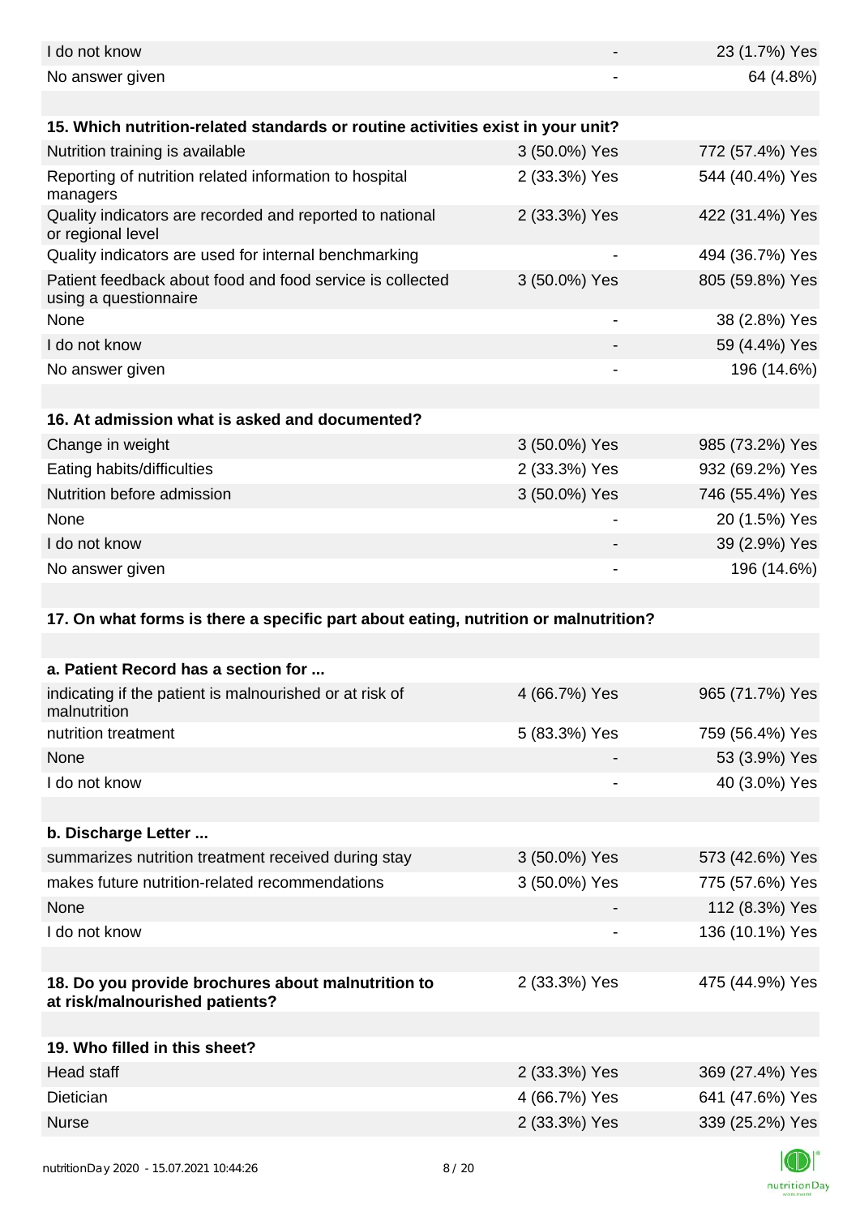| | | |
|---|---|---|
| I do not know | - | 23 (1.7%) Yes |
| No answer given | - | 64 (4.8%) |

| **15. Which nutrition-related standards or routine activities exist in your unit?** | | |
|---|---|---|
| Nutrition training is available | 3 (50.0%) Yes | 772 (57.4%) Yes |
| Reporting of nutrition related information to hospital managers | 2 (33.3%) Yes | 544 (40.4%) Yes |
| Quality indicators are recorded and reported to national or regional level | 2 (33.3%) Yes | 422 (31.4%) Yes |
| Quality indicators are used for internal benchmarking | - | 494 (36.7%) Yes |
| Patient feedback about food and food service is collected using a questionnaire | 3 (50.0%) Yes | 805 (59.8%) Yes |
| None | - | 38 (2.8%) Yes |
| I do not know | - | 59 (4.4%) Yes |
| No answer given | - | 196 (14.6%) |

| **16. At admission what is asked and documented?** | | |
|---|---|---|
| Change in weight | 3 (50.0%) Yes | 985 (73.2%) Yes |
| Eating habits/difficulties | 2 (33.3%) Yes | 932 (69.2%) Yes |
| Nutrition before admission | 3 (50.0%) Yes | 746 (55.4%) Yes |
| None | - | 20 (1.5%) Yes |
| I do not know | - | 39 (2.9%) Yes |
| No answer given | - | 196 (14.6%) |

**17. On what forms is there a specific part about eating, nutrition or malnutrition?**

| **a. Patient Record has a section for ...** | | |
|---|---|---|
| indicating if the patient is malnourished or at risk of malnutrition | 4 (66.7%) Yes | 965 (71.7%) Yes |
| nutrition treatment | 5 (83.3%) Yes | 759 (56.4%) Yes |
| None | - | 53 (3.9%) Yes |
| I do not know | - | 40 (3.0%) Yes |

| **b. Discharge Letter ...** | | |
|---|---|---|
| summarizes nutrition treatment received during stay | 3 (50.0%) Yes | 573 (42.6%) Yes |
| makes future nutrition-related recommendations | 3 (50.0%) Yes | 775 (57.6%) Yes |
| None | - | 112 (8.3%) Yes |
| I do not know | - | 136 (10.1%) Yes |

| | | |
|---|---|---|
| **18. Do you provide brochures about malnutrition to at risk/malnourished patients?** | 2 (33.3%) Yes | 475 (44.9%) Yes |

| **19. Who filled in this sheet?** | | |
|---|---|---|
| Head staff | 2 (33.3%) Yes | 369 (27.4%) Yes |
| Dietician | 4 (66.7%) Yes | 641 (47.6%) Yes |
| Nurse | 2 (33.3%) Yes | 339 (25.2%) Yes |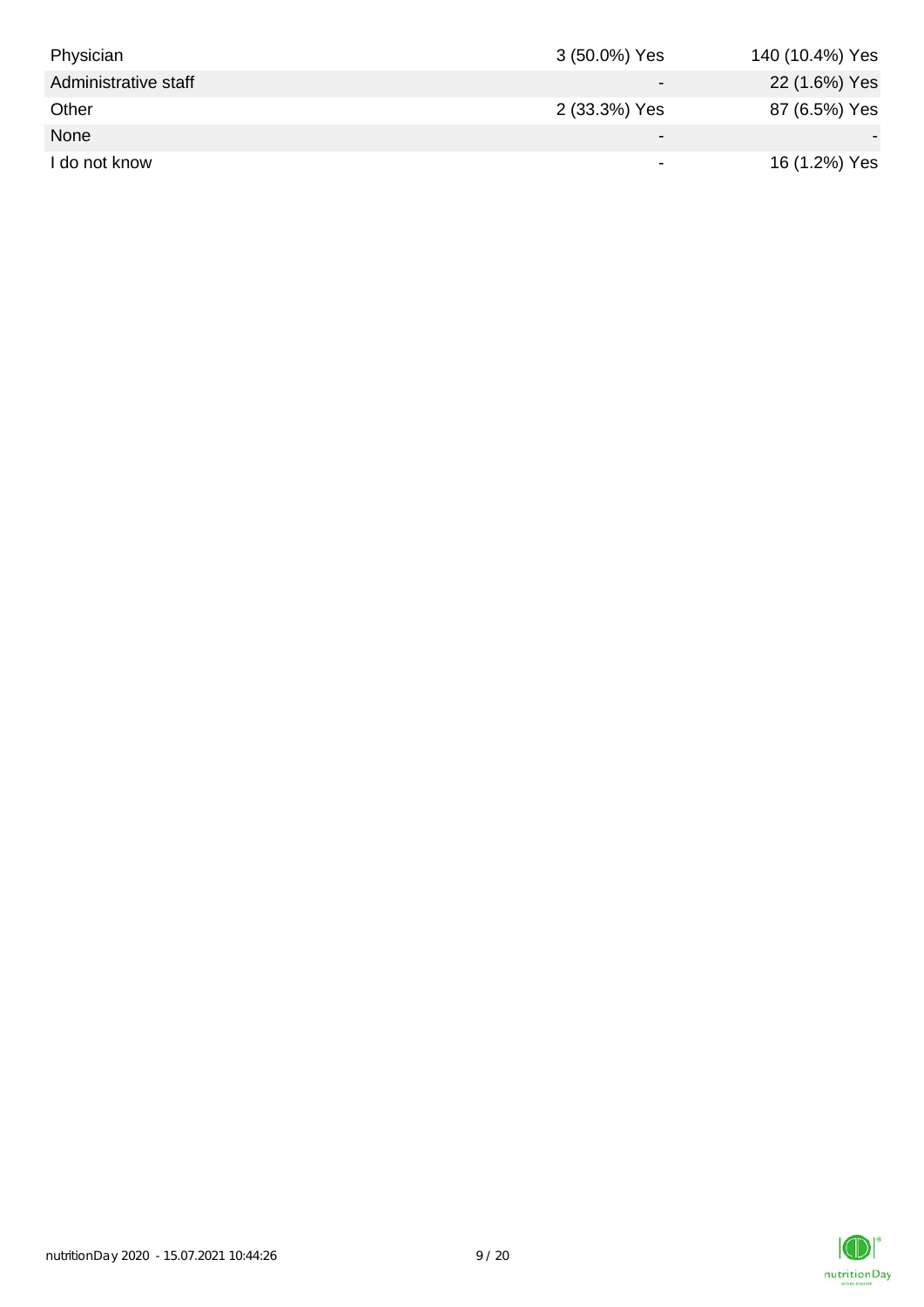| | | |
|---|---|---|
| Physician | 3 (50.0%) Yes | 140 (10.4%) Yes |
| Administrative staff | - | 22 (1.6%) Yes |
| Other | 2 (33.3%) Yes | 87 (6.5%) Yes |
| None | - | - |
| I do not know | - | 16 (1.2%) Yes |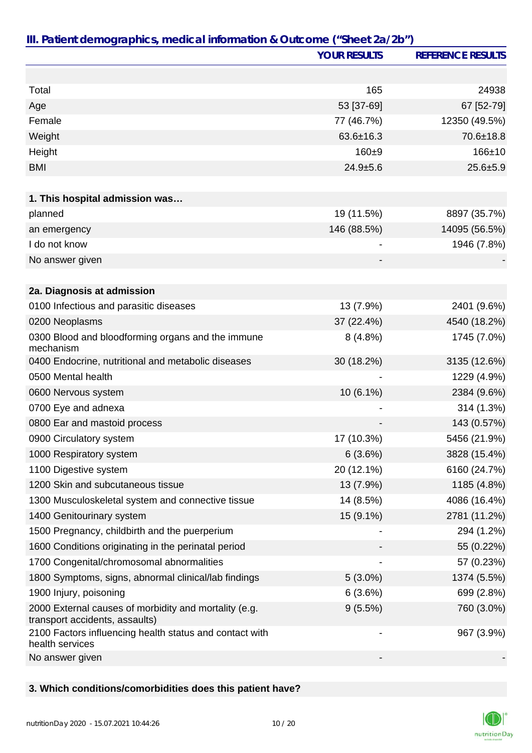## III. Patient demographics, medical information & Outcome ("Sheet 2a/2b")

| | YOUR RESULTS | REFERENCE RESULTS |
|---|---|---|
| | | |
| Total | 165 | 24938 |
| Age | 53 [37-69] | 67 [52-79] |
| Female | 77 (46.7%) | 12350 (49.5%) |
| Weight | 63.6±16.3 | 70.6±18.8 |
| Height | 160±9 | 166±10 |
| BMI | 24.9±5.6 | 25.6±5.9 |
| | | |
| **1. This hospital admission was…** | | |
| planned | 19 (11.5%) | 8897 (35.7%) |
| an emergency | 146 (88.5%) | 14095 (56.5%) |
| I do not know | - | 1946 (7.8%) |
| No answer given | - | - |
| | | |
| **2a. Diagnosis at admission** | | |
| 0100 Infectious and parasitic diseases | 13 (7.9%) | 2401 (9.6%) |
| 0200 Neoplasms | 37 (22.4%) | 4540 (18.2%) |
| 0300 Blood and bloodforming organs and the immune mechanism | 8 (4.8%) | 1745 (7.0%) |
| 0400 Endocrine, nutritional and metabolic diseases | 30 (18.2%) | 3135 (12.6%) |
| 0500 Mental health | - | 1229 (4.9%) |
| 0600 Nervous system | 10 (6.1%) | 2384 (9.6%) |
| 0700 Eye and adnexa | - | 314 (1.3%) |
| 0800 Ear and mastoid process | - | 143 (0.57%) |
| 0900 Circulatory system | 17 (10.3%) | 5456 (21.9%) |
| 1000 Respiratory system | 6 (3.6%) | 3828 (15.4%) |
| 1100 Digestive system | 20 (12.1%) | 6160 (24.7%) |
| 1200 Skin and subcutaneous tissue | 13 (7.9%) | 1185 (4.8%) |
| 1300 Musculoskeletal system and connective tissue | 14 (8.5%) | 4086 (16.4%) |
| 1400 Genitourinary system | 15 (9.1%) | 2781 (11.2%) |
| 1500 Pregnancy, childbirth and the puerperium | - | 294 (1.2%) |
| 1600 Conditions originating in the perinatal period | - | 55 (0.22%) |
| 1700 Congenital/chromosomal abnormalities | - | 57 (0.23%) |
| 1800 Symptoms, signs, abnormal clinical/lab findings | 5 (3.0%) | 1374 (5.5%) |
| 1900 Injury, poisoning | 6 (3.6%) | 699 (2.8%) |
| 2000 External causes of morbidity and mortality (e.g. transport accidents, assaults) | 9 (5.5%) | 760 (3.0%) |
| 2100 Factors influencing health status and contact with health services | - | 967 (3.9%) |
| No answer given | - | - |

**3. Which conditions/comorbidities does this patient have?**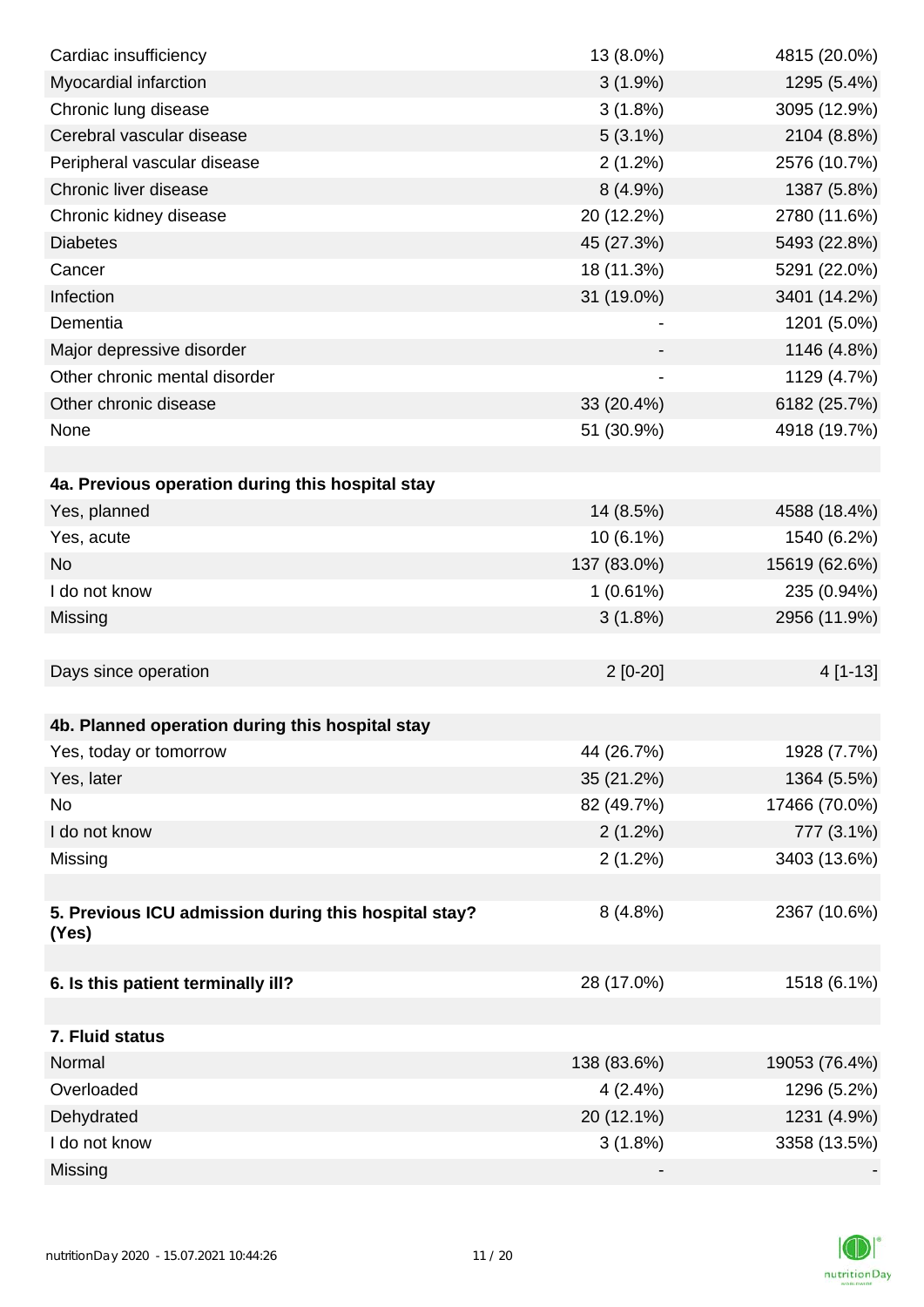| | | |
|---|---|---|
| Cardiac insufficiency | 13 (8.0%) | 4815 (20.0%) |
| Myocardial infarction | 3 (1.9%) | 1295 (5.4%) |
| Chronic lung disease | 3 (1.8%) | 3095 (12.9%) |
| Cerebral vascular disease | 5 (3.1%) | 2104 (8.8%) |
| Peripheral vascular disease | 2 (1.2%) | 2576 (10.7%) |
| Chronic liver disease | 8 (4.9%) | 1387 (5.8%) |
| Chronic kidney disease | 20 (12.2%) | 2780 (11.6%) |
| Diabetes | 45 (27.3%) | 5493 (22.8%) |
| Cancer | 18 (11.3%) | 5291 (22.0%) |
| Infection | 31 (19.0%) | 3401 (14.2%) |
| Dementia | - | 1201 (5.0%) |
| Major depressive disorder | - | 1146 (4.8%) |
| Other chronic mental disorder | - | 1129 (4.7%) |
| Other chronic disease | 33 (20.4%) | 6182 (25.7%) |
| None | 51 (30.9%) | 4918 (19.7%) |
| | | |
| **4a. Previous operation during this hospital stay** | | |
| Yes, planned | 14 (8.5%) | 4588 (18.4%) |
| Yes, acute | 10 (6.1%) | 1540 (6.2%) |
| No | 137 (83.0%) | 15619 (62.6%) |
| I do not know | 1 (0.61%) | 235 (0.94%) |
| Missing | 3 (1.8%) | 2956 (11.9%) |
| | | |
| Days since operation | 2 [0-20] | 4 [1-13] |
| | | |
| **4b. Planned operation during this hospital stay** | | |
| Yes, today or tomorrow | 44 (26.7%) | 1928 (7.7%) |
| Yes, later | 35 (21.2%) | 1364 (5.5%) |
| No | 82 (49.7%) | 17466 (70.0%) |
| I do not know | 2 (1.2%) | 777 (3.1%) |
| Missing | 2 (1.2%) | 3403 (13.6%) |
| | | |
| **5. Previous ICU admission during this hospital stay? (Yes)** | 8 (4.8%) | 2367 (10.6%) |
| | | |
| **6. Is this patient terminally ill?** | 28 (17.0%) | 1518 (6.1%) |
| | | |
| **7. Fluid status** | | |
| Normal | 138 (83.6%) | 19053 (76.4%) |
| Overloaded | 4 (2.4%) | 1296 (5.2%) |
| Dehydrated | 20 (12.1%) | 1231 (4.9%) |
| I do not know | 3 (1.8%) | 3358 (13.5%) |
| Missing | - | - |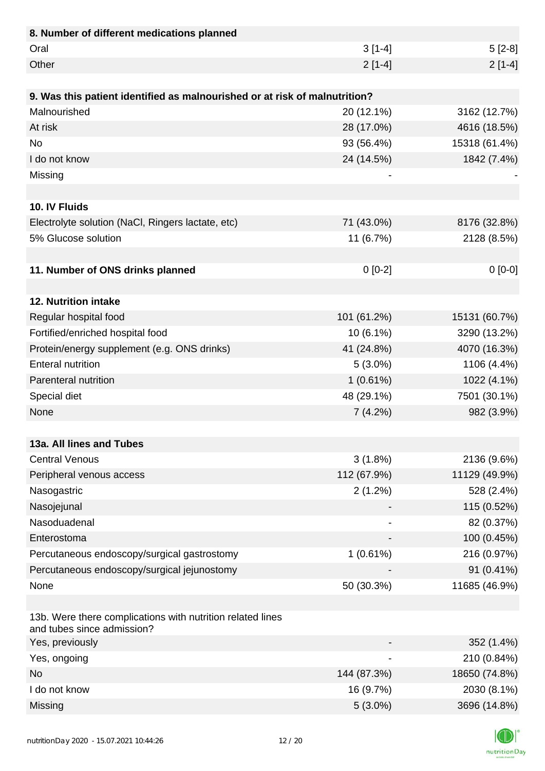| 8. Number of different medications planned | | |
|---|---|---|
| Oral | 3 [1-4] | 5 [2-8] |
| Other | 2 [1-4] | 2 [1-4] |

| 9. Was this patient identified as malnourished or at risk of malnutrition? | | |
|---|---|---|
| Malnourished | 20 (12.1%) | 3162 (12.7%) |
| At risk | 28 (17.0%) | 4616 (18.5%) |
| No | 93 (56.4%) | 15318 (61.4%) |
| I do not know | 24 (14.5%) | 1842 (7.4%) |
| Missing | - | - |

| 10. IV Fluids | | |
|---|---|---|
| Electrolyte solution (NaCl, Ringers lactate, etc) | 71 (43.0%) | 8176 (32.8%) |
| 5% Glucose solution | 11 (6.7%) | 2128 (8.5%) |

| 11. Number of ONS drinks planned | 0 [0-2] | 0 [0-0] |
|---|---|---|

| 12. Nutrition intake | | |
|---|---|---|
| Regular hospital food | 101 (61.2%) | 15131 (60.7%) |
| Fortified/enriched hospital food | 10 (6.1%) | 3290 (13.2%) |
| Protein/energy supplement (e.g. ONS drinks) | 41 (24.8%) | 4070 (16.3%) |
| Enteral nutrition | 5 (3.0%) | 1106 (4.4%) |
| Parenteral nutrition | 1 (0.61%) | 1022 (4.1%) |
| Special diet | 48 (29.1%) | 7501 (30.1%) |
| None | 7 (4.2%) | 982 (3.9%) |

| 13a. All lines and Tubes | | |
|---|---|---|
| Central Venous | 3 (1.8%) | 2136 (9.6%) |
| Peripheral venous access | 112 (67.9%) | 11129 (49.9%) |
| Nasogastric | 2 (1.2%) | 528 (2.4%) |
| Nasojejunal | - | 115 (0.52%) |
| Nasoduadenal | - | 82 (0.37%) |
| Enterostoma | - | 100 (0.45%) |
| Percutaneous endoscopy/surgical gastrostomy | 1 (0.61%) | 216 (0.97%) |
| Percutaneous endoscopy/surgical jejunostomy | - | 91 (0.41%) |
| None | 50 (30.3%) | 11685 (46.9%) |

| 13b. Were there complications with nutrition related lines and tubes since admission? | | |
|---|---|---|
| Yes, previously | - | 352 (1.4%) |
| Yes, ongoing | - | 210 (0.84%) |
| No | 144 (87.3%) | 18650 (74.8%) |
| I do not know | 16 (9.7%) | 2030 (8.1%) |
| Missing | 5 (3.0%) | 3696 (14.8%) |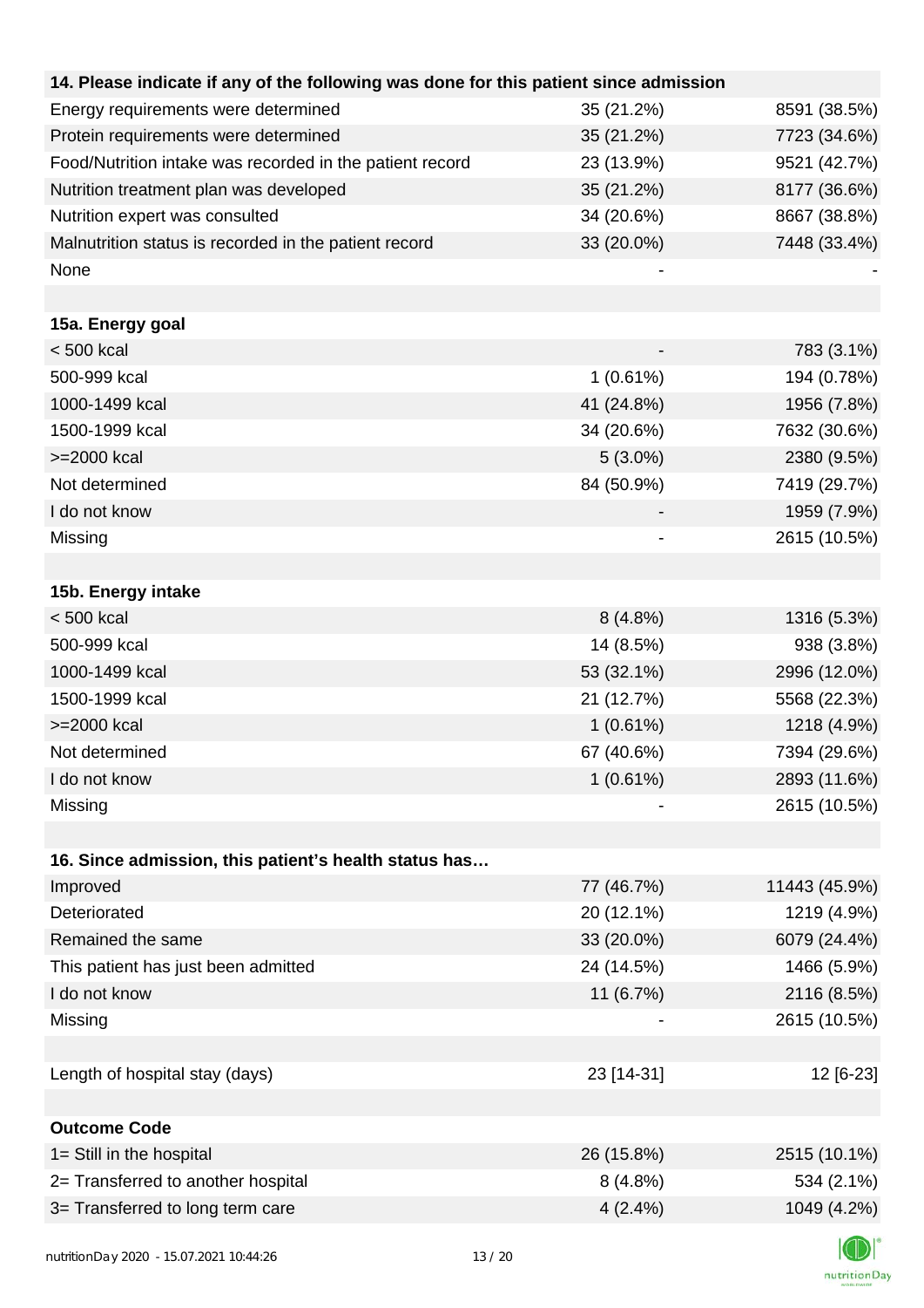| 14. Please indicate if any of the following was done for this patient since admission | | |
|---|---|---|
| Energy requirements were determined | 35 (21.2%) | 8591 (38.5%) |
| Protein requirements were determined | 35 (21.2%) | 7723 (34.6%) |
| Food/Nutrition intake was recorded in the patient record | 23 (13.9%) | 9521 (42.7%) |
| Nutrition treatment plan was developed | 35 (21.2%) | 8177 (36.6%) |
| Nutrition expert was consulted | 34 (20.6%) | 8667 (38.8%) |
| Malnutrition status is recorded in the patient record | 33 (20.0%) | 7448 (33.4%) |
| None | - | - |
| | | |
| **15a. Energy goal** | | |
| < 500 kcal | - | 783 (3.1%) |
| 500-999 kcal | 1 (0.61%) | 194 (0.78%) |
| 1000-1499 kcal | 41 (24.8%) | 1956 (7.8%) |
| 1500-1999 kcal | 34 (20.6%) | 7632 (30.6%) |
| >=2000 kcal | 5 (3.0%) | 2380 (9.5%) |
| Not determined | 84 (50.9%) | 7419 (29.7%) |
| I do not know | - | 1959 (7.9%) |
| Missing | - | 2615 (10.5%) |
| | | |
| **15b. Energy intake** | | |
| < 500 kcal | 8 (4.8%) | 1316 (5.3%) |
| 500-999 kcal | 14 (8.5%) | 938 (3.8%) |
| 1000-1499 kcal | 53 (32.1%) | 2996 (12.0%) |
| 1500-1999 kcal | 21 (12.7%) | 5568 (22.3%) |
| >=2000 kcal | 1 (0.61%) | 1218 (4.9%) |
| Not determined | 67 (40.6%) | 7394 (29.6%) |
| I do not know | 1 (0.61%) | 2893 (11.6%) |
| Missing | - | 2615 (10.5%) |
| | | |
| **16. Since admission, this patient's health status has…** | | |
| Improved | 77 (46.7%) | 11443 (45.9%) |
| Deteriorated | 20 (12.1%) | 1219 (4.9%) |
| Remained the same | 33 (20.0%) | 6079 (24.4%) |
| This patient has just been admitted | 24 (14.5%) | 1466 (5.9%) |
| I do not know | 11 (6.7%) | 2116 (8.5%) |
| Missing | - | 2615 (10.5%) |
| | | |
| Length of hospital stay (days) | 23 [14-31] | 12 [6-23] |
| | | |
| **Outcome Code** | | |
| 1= Still in the hospital | 26 (15.8%) | 2515 (10.1%) |
| 2= Transferred to another hospital | 8 (4.8%) | 534 (2.1%) |
| 3= Transferred to long term care | 4 (2.4%) | 1049 (4.2%) |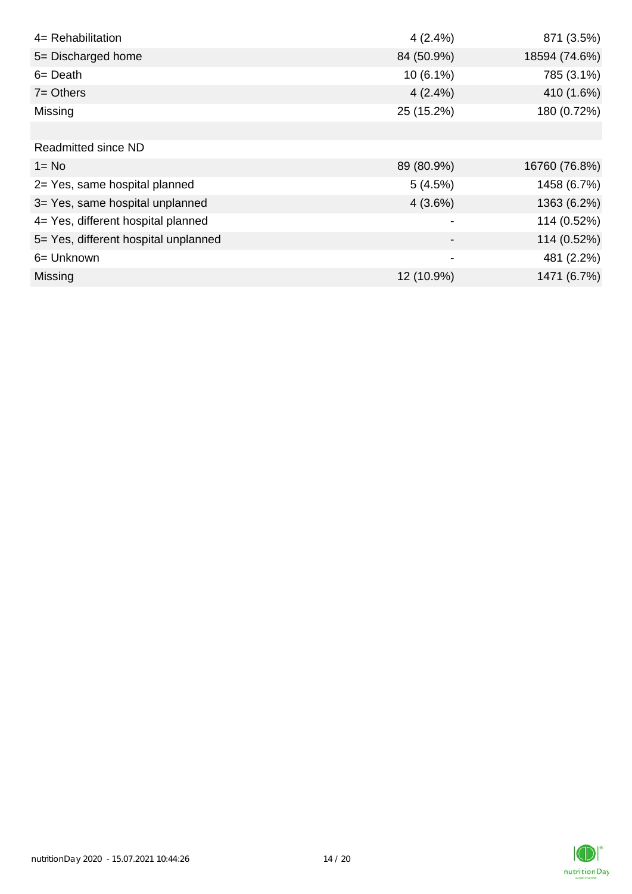| | | |
|---|---|---|
| 4= Rehabilitation | 4 (2.4%) | 871 (3.5%) |
| 5= Discharged home | 84 (50.9%) | 18594 (74.6%) |
| 6= Death | 10 (6.1%) | 785 (3.1%) |
| 7= Others | 4 (2.4%) | 410 (1.6%) |
| Missing | 25 (15.2%) | 180 (0.72%) |
| | | |
| Readmitted since ND | | |
| 1= No | 89 (80.9%) | 16760 (76.8%) |
| 2= Yes, same hospital planned | 5 (4.5%) | 1458 (6.7%) |
| 3= Yes, same hospital unplanned | 4 (3.6%) | 1363 (6.2%) |
| 4= Yes, different hospital planned | - | 114 (0.52%) |
| 5= Yes, different hospital unplanned | - | 114 (0.52%) |
| 6= Unknown | - | 481 (2.2%) |
| Missing | 12 (10.9%) | 1471 (6.7%) |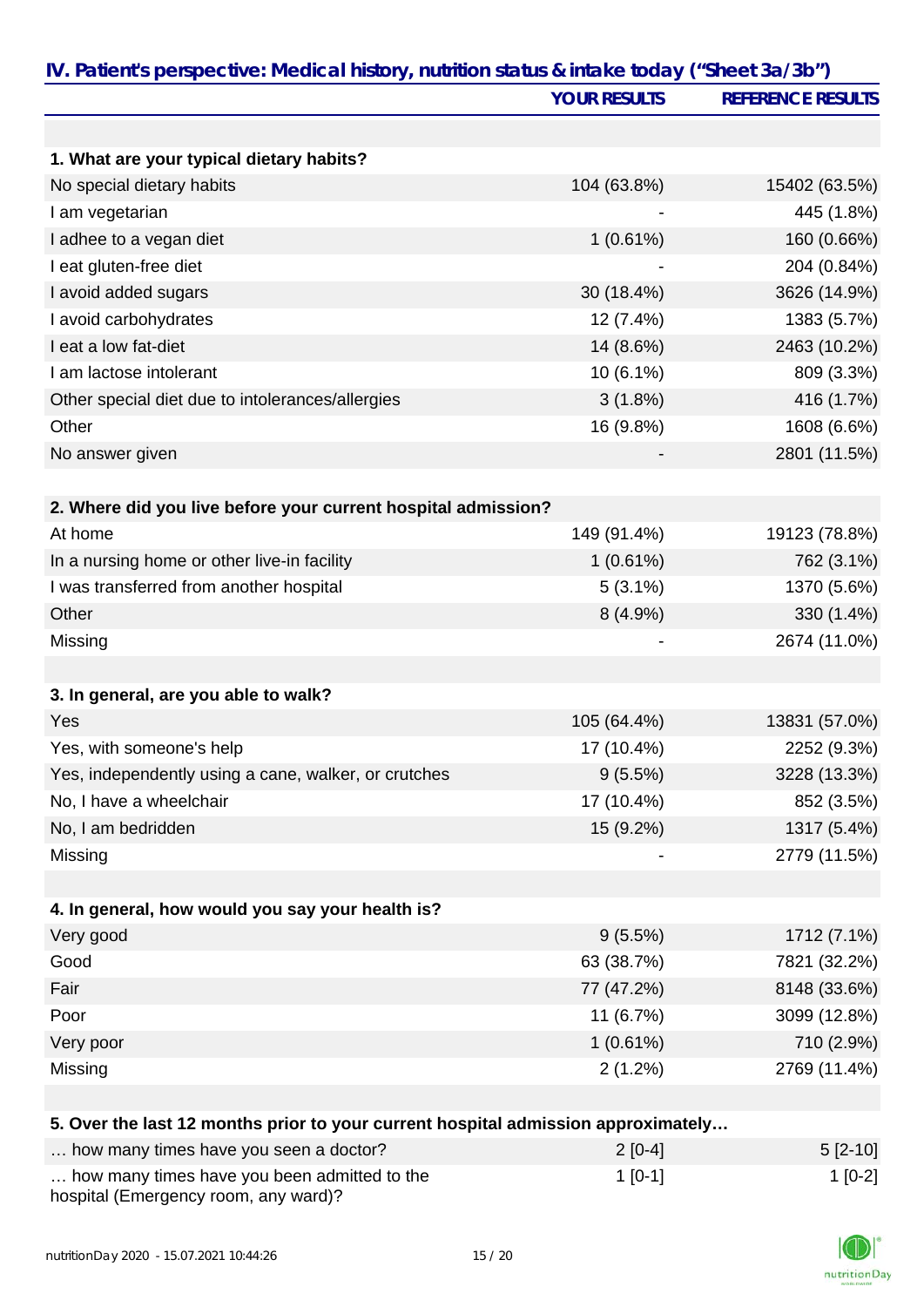## IV. Patient's perspective: Medical history, nutrition status & intake today ("Sheet 3a/3b")

| | YOUR RESULTS | REFERENCE RESULTS |
|---|---|---|
| **1. What are your typical dietary habits?** | | |
| No special dietary habits | 104 (63.8%) | 15402 (63.5%) |
| I am vegetarian | - | 445 (1.8%) |
| I adhee to a vegan diet | 1 (0.61%) | 160 (0.66%) |
| I eat gluten-free diet | - | 204 (0.84%) |
| I avoid added sugars | 30 (18.4%) | 3626 (14.9%) |
| I avoid carbohydrates | 12 (7.4%) | 1383 (5.7%) |
| I eat a low fat-diet | 14 (8.6%) | 2463 (10.2%) |
| I am lactose intolerant | 10 (6.1%) | 809 (3.3%) |
| Other special diet due to intolerances/allergies | 3 (1.8%) | 416 (1.7%) |
| Other | 16 (9.8%) | 1608 (6.6%) |
| No answer given | - | 2801 (11.5%) |
| **2. Where did you live before your current hospital admission?** | | |
| At home | 149 (91.4%) | 19123 (78.8%) |
| In a nursing home or other live-in facility | 1 (0.61%) | 762 (3.1%) |
| I was transferred from another hospital | 5 (3.1%) | 1370 (5.6%) |
| Other | 8 (4.9%) | 330 (1.4%) |
| Missing | - | 2674 (11.0%) |
| **3. In general, are you able to walk?** | | |
| Yes | 105 (64.4%) | 13831 (57.0%) |
| Yes, with someone's help | 17 (10.4%) | 2252 (9.3%) |
| Yes, independently using a cane, walker, or crutches | 9 (5.5%) | 3228 (13.3%) |
| No, I have a wheelchair | 17 (10.4%) | 852 (3.5%) |
| No, I am bedridden | 15 (9.2%) | 1317 (5.4%) |
| Missing | - | 2779 (11.5%) |
| **4. In general, how would you say your health is?** | | |
| Very good | 9 (5.5%) | 1712 (7.1%) |
| Good | 63 (38.7%) | 7821 (32.2%) |
| Fair | 77 (47.2%) | 8148 (33.6%) |
| Poor | 11 (6.7%) | 3099 (12.8%) |
| Very poor | 1 (0.61%) | 710 (2.9%) |
| Missing | 2 (1.2%) | 2769 (11.4%) |
| **5. Over the last 12 months prior to your current hospital admission approximately…** | | |
| … how many times have you seen a doctor? | 2 [0-4] | 5 [2-10] |
| … how many times have you been admitted to the hospital (Emergency room, any ward)? | 1 [0-1] | 1 [0-2] |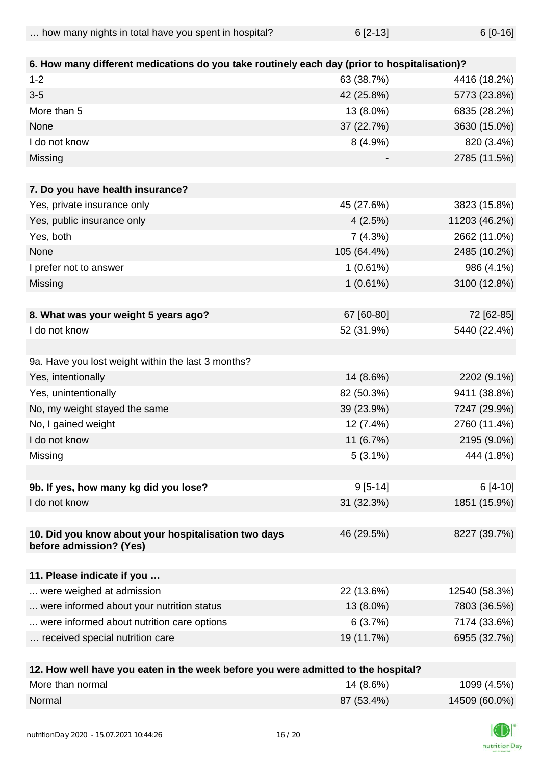| … how many nights in total have you spent in hospital? | 6 [2-13] | 6 [0-16] |
|---|---|---|
| | | |
| **6. How many different medications do you take routinely each day (prior to hospitalisation)?** | | |
| 1-2 | 63 (38.7%) | 4416 (18.2%) |
| 3-5 | 42 (25.8%) | 5773 (23.8%) |
| More than 5 | 13 (8.0%) | 6835 (28.2%) |
| None | 37 (22.7%) | 3630 (15.0%) |
| I do not know | 8 (4.9%) | 820 (3.4%) |
| Missing | - | 2785 (11.5%) |
| | | |
| **7. Do you have health insurance?** | | |
| Yes, private insurance only | 45 (27.6%) | 3823 (15.8%) |
| Yes, public insurance only | 4 (2.5%) | 11203 (46.2%) |
| Yes, both | 7 (4.3%) | 2662 (11.0%) |
| None | 105 (64.4%) | 2485 (10.2%) |
| I prefer not to answer | 1 (0.61%) | 986 (4.1%) |
| Missing | 1 (0.61%) | 3100 (12.8%) |
| | | |
| **8. What was your weight 5 years ago?** | 67 [60-80] | 72 [62-85] |
| I do not know | 52 (31.9%) | 5440 (22.4%) |
| | | |
| 9a. Have you lost weight within the last 3 months? | | |
| Yes, intentionally | 14 (8.6%) | 2202 (9.1%) |
| Yes, unintentionally | 82 (50.3%) | 9411 (38.8%) |
| No, my weight stayed the same | 39 (23.9%) | 7247 (29.9%) |
| No, I gained weight | 12 (7.4%) | 2760 (11.4%) |
| I do not know | 11 (6.7%) | 2195 (9.0%) |
| Missing | 5 (3.1%) | 444 (1.8%) |
| | | |
| **9b. If yes, how many kg did you lose?** | 9 [5-14] | 6 [4-10] |
| I do not know | 31 (32.3%) | 1851 (15.9%) |
| | | |
| **10. Did you know about your hospitalisation two days before admission? (Yes)** | 46 (29.5%) | 8227 (39.7%) |
| | | |
| **11. Please indicate if you …** | | |
| ... were weighed at admission | 22 (13.6%) | 12540 (58.3%) |
| ... were informed about your nutrition status | 13 (8.0%) | 7803 (36.5%) |
| ... were informed about nutrition care options | 6 (3.7%) | 7174 (33.6%) |
| … received special nutrition care | 19 (11.7%) | 6955 (32.7%) |
| | | |
| **12. How well have you eaten in the week before you were admitted to the hospital?** | | |
| More than normal | 14 (8.6%) | 1099 (4.5%) |
| Normal | 87 (53.4%) | 14509 (60.0%) |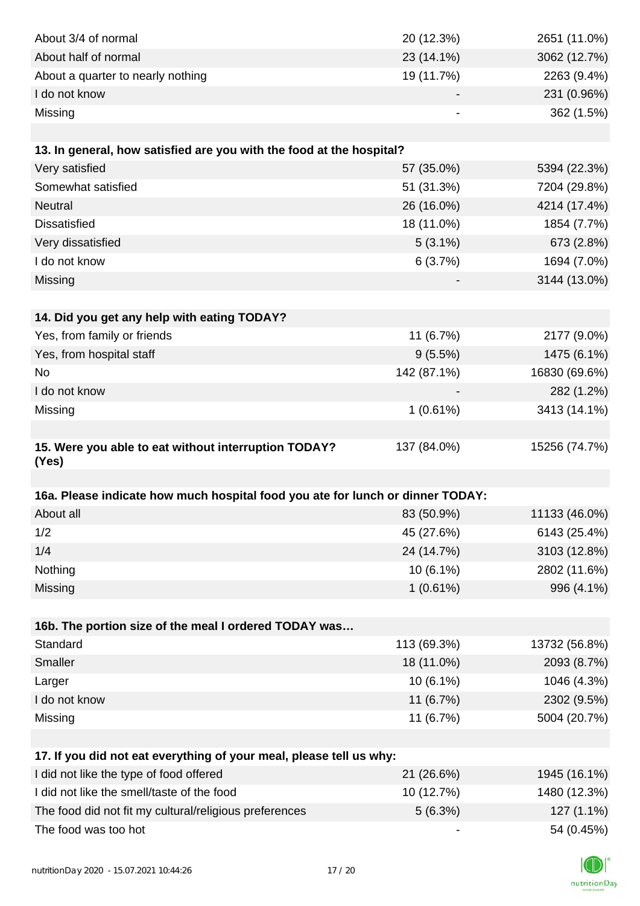| | | |
|---|---|---|
| About 3/4 of normal | 20 (12.3%) | 2651 (11.0%) |
| About half of normal | 23 (14.1%) | 3062 (12.7%) |
| About a quarter to nearly nothing | 19 (11.7%) | 2263 (9.4%) |
| I do not know | - | 231 (0.96%) |
| Missing | - | 362 (1.5%) |

| **13. In general, how satisfied are you with the food at the hospital?** | | |
|---|---|---|
| Very satisfied | 57 (35.0%) | 5394 (22.3%) |
| Somewhat satisfied | 51 (31.3%) | 7204 (29.8%) |
| Neutral | 26 (16.0%) | 4214 (17.4%) |
| Dissatisfied | 18 (11.0%) | 1854 (7.7%) |
| Very dissatisfied | 5 (3.1%) | 673 (2.8%) |
| I do not know | 6 (3.7%) | 1694 (7.0%) |
| Missing | - | 3144 (13.0%) |

| **14. Did you get any help with eating TODAY?** | | |
|---|---|---|
| Yes, from family or friends | 11 (6.7%) | 2177 (9.0%) |
| Yes, from hospital staff | 9 (5.5%) | 1475 (6.1%) |
| No | 142 (87.1%) | 16830 (69.6%) |
| I do not know | - | 282 (1.2%) |
| Missing | 1 (0.61%) | 3413 (14.1%) |

| **15. Were you able to eat without interruption TODAY? (Yes)** | 137 (84.0%) | 15256 (74.7%) |
|---|---|---|

| **16a. Please indicate how much hospital food you ate for lunch or dinner TODAY:** | | |
|---|---|---|
| About all | 83 (50.9%) | 11133 (46.0%) |
| 1/2 | 45 (27.6%) | 6143 (25.4%) |
| 1/4 | 24 (14.7%) | 3103 (12.8%) |
| Nothing | 10 (6.1%) | 2802 (11.6%) |
| Missing | 1 (0.61%) | 996 (4.1%) |

| **16b. The portion size of the meal I ordered TODAY was…** | | |
|---|---|---|
| Standard | 113 (69.3%) | 13732 (56.8%) |
| Smaller | 18 (11.0%) | 2093 (8.7%) |
| Larger | 10 (6.1%) | 1046 (4.3%) |
| I do not know | 11 (6.7%) | 2302 (9.5%) |
| Missing | 11 (6.7%) | 5004 (20.7%) |

| **17. If you did not eat everything of your meal, please tell us why:** | | |
|---|---|---|
| I did not like the type of food offered | 21 (26.6%) | 1945 (16.1%) |
| I did not like the smell/taste of the food | 10 (12.7%) | 1480 (12.3%) |
| The food did not fit my cultural/religious preferences | 5 (6.3%) | 127 (1.1%) |
| The food was too hot | - | 54 (0.45%) |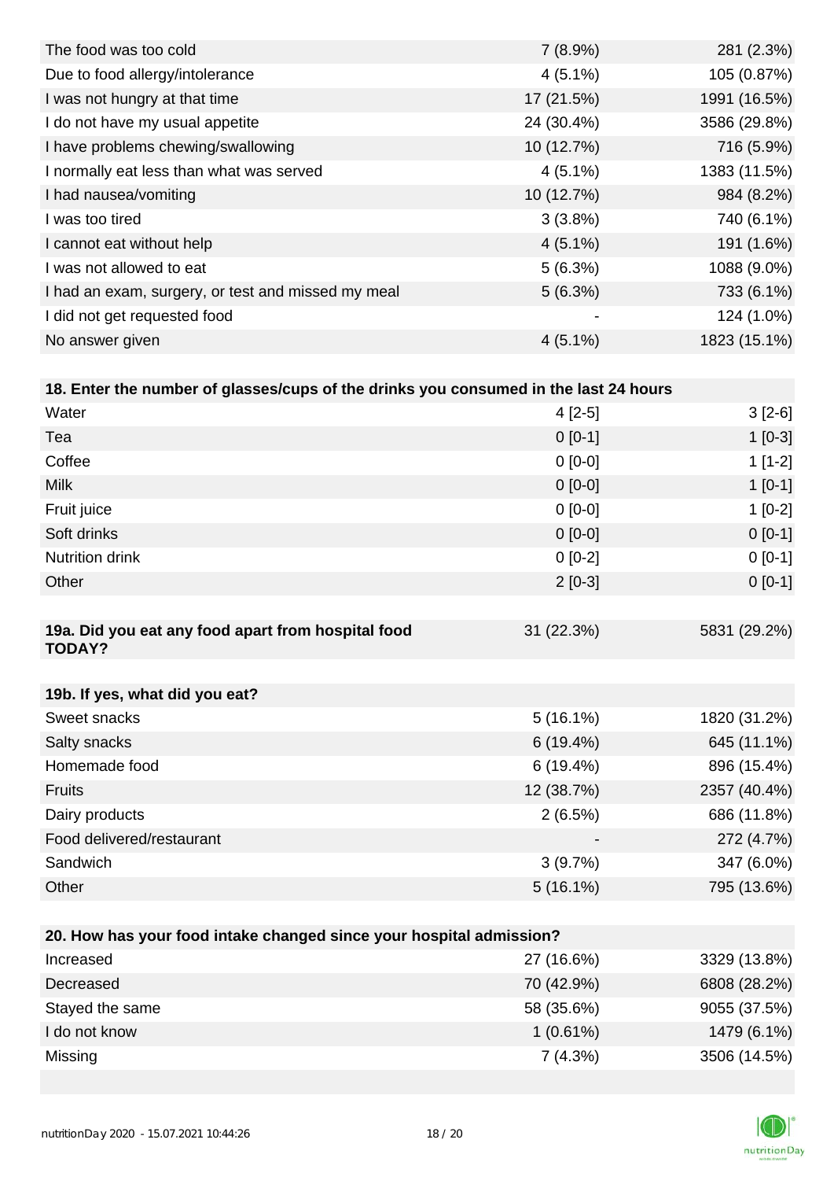| | | |
|---|---|---|
| The food was too cold | 7 (8.9%) | 281 (2.3%) |
| Due to food allergy/intolerance | 4 (5.1%) | 105 (0.87%) |
| I was not hungry at that time | 17 (21.5%) | 1991 (16.5%) |
| I do not have my usual appetite | 24 (30.4%) | 3586 (29.8%) |
| I have problems chewing/swallowing | 10 (12.7%) | 716 (5.9%) |
| I normally eat less than what was served | 4 (5.1%) | 1383 (11.5%) |
| I had nausea/vomiting | 10 (12.7%) | 984 (8.2%) |
| I was too tired | 3 (3.8%) | 740 (6.1%) |
| I cannot eat without help | 4 (5.1%) | 191 (1.6%) |
| I was not allowed to eat | 5 (6.3%) | 1088 (9.0%) |
| I had an exam, surgery, or test and missed my meal | 5 (6.3%) | 733 (6.1%) |
| I did not get requested food | - | 124 (1.0%) |
| No answer given | 4 (5.1%) | 1823 (15.1%) |

| **18. Enter the number of glasses/cups of the drinks you consumed in the last 24 hours** | | |
|---|---|---|
| Water | 4 [2-5] | 3 [2-6] |
| Tea | 0 [0-1] | 1 [0-3] |
| Coffee | 0 [0-0] | 1 [1-2] |
| Milk | 0 [0-0] | 1 [0-1] |
| Fruit juice | 0 [0-0] | 1 [0-2] |
| Soft drinks | 0 [0-0] | 0 [0-1] |
| Nutrition drink | 0 [0-2] | 0 [0-1] |
| Other | 2 [0-3] | 0 [0-1] |

| **19a. Did you eat any food apart from hospital food TODAY?** | 31 (22.3%) | 5831 (29.2%) |
|---|---|---|

| **19b. If yes, what did you eat?** | | |
|---|---|---|
| Sweet snacks | 5 (16.1%) | 1820 (31.2%) |
| Salty snacks | 6 (19.4%) | 645 (11.1%) |
| Homemade food | 6 (19.4%) | 896 (15.4%) |
| Fruits | 12 (38.7%) | 2357 (40.4%) |
| Dairy products | 2 (6.5%) | 686 (11.8%) |
| Food delivered/restaurant | - | 272 (4.7%) |
| Sandwich | 3 (9.7%) | 347 (6.0%) |
| Other | 5 (16.1%) | 795 (13.6%) |

| **20. How has your food intake changed since your hospital admission?** | | |
|---|---|---|
| Increased | 27 (16.6%) | 3329 (13.8%) |
| Decreased | 70 (42.9%) | 6808 (28.2%) |
| Stayed the same | 58 (35.6%) | 9055 (37.5%) |
| I do not know | 1 (0.61%) | 1479 (6.1%) |
| Missing | 7 (4.3%) | 3506 (14.5%) |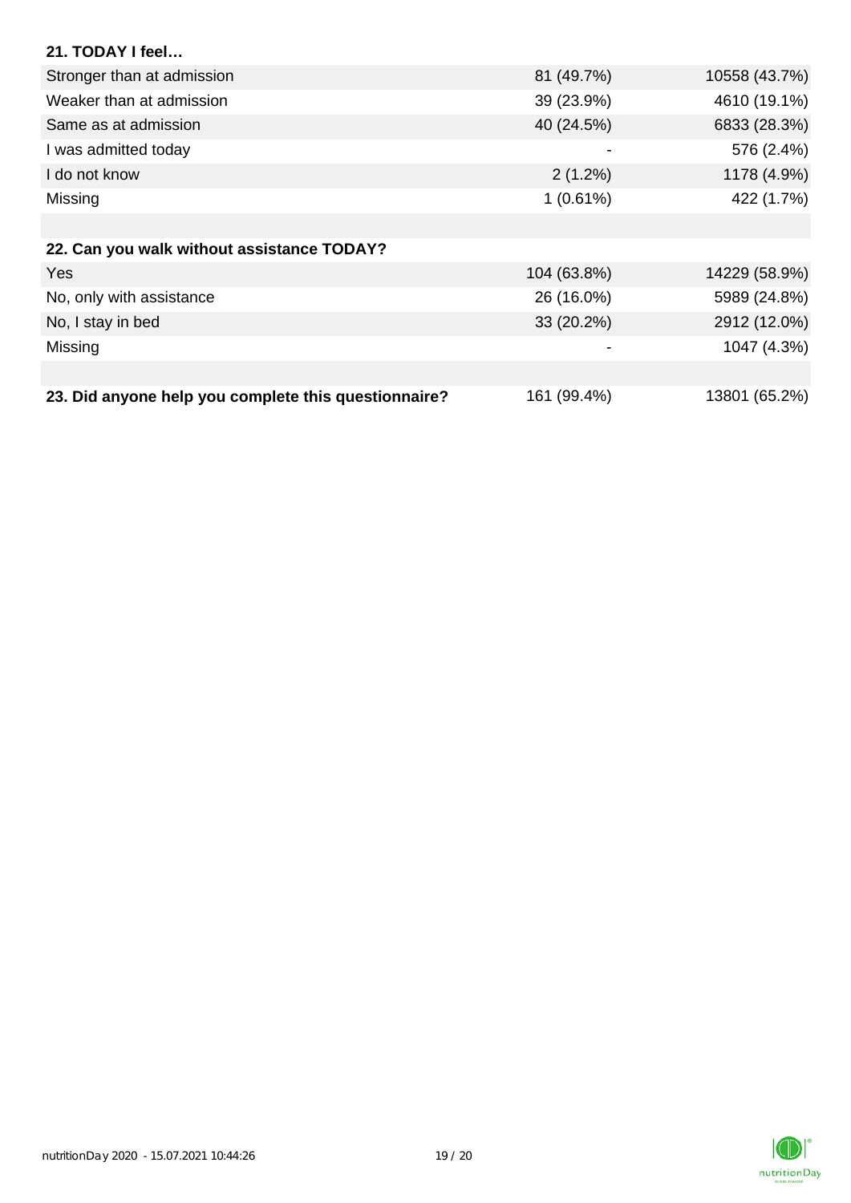| **21. TODAY I feel…** | | |
|---|---|---|
| Stronger than at admission | 81 (49.7%) | 10558 (43.7%) |
| Weaker than at admission | 39 (23.9%) | 4610 (19.1%) |
| Same as at admission | 40 (24.5%) | 6833 (28.3%) |
| I was admitted today | - | 576 (2.4%) |
| I do not know | 2 (1.2%) | 1178 (4.9%) |
| Missing | 1 (0.61%) | 422 (1.7%) |

| **22. Can you walk without assistance TODAY?** | | |
|---|---|---|
| Yes | 104 (63.8%) | 14229 (58.9%) |
| No, only with assistance | 26 (16.0%) | 5989 (24.8%) |
| No, I stay in bed | 33 (20.2%) | 2912 (12.0%) |
| Missing | - | 1047 (4.3%) |

| **23. Did anyone help you complete this questionnaire?** | 161 (99.4%) | 13801 (65.2%) |
|---|---|---|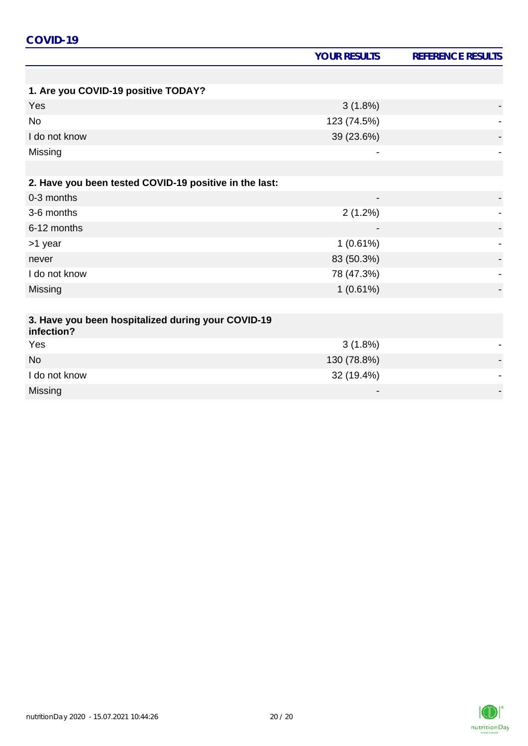## COVID-19

| | YOUR RESULTS | REFERENCE RESULTS |
|---|---|---|
| **1. Are you COVID-19 positive TODAY?** | | |
| Yes | 3 (1.8%) | - |
| No | 123 (74.5%) | - |
| I do not know | 39 (23.6%) | - |
| Missing | - | - |
| **2. Have you been tested COVID-19 positive in the last:** | | |
| 0-3 months | - | - |
| 3-6 months | 2 (1.2%) | - |
| 6-12 months | - | - |
| >1 year | 1 (0.61%) | - |
| never | 83 (50.3%) | - |
| I do not know | 78 (47.3%) | - |
| Missing | 1 (0.61%) | - |
| **3. Have you been hospitalized during your COVID-19 infection?** | | |
| Yes | 3 (1.8%) | - |
| No | 130 (78.8%) | - |
| I do not know | 32 (19.4%) | - |
| Missing | - | - |